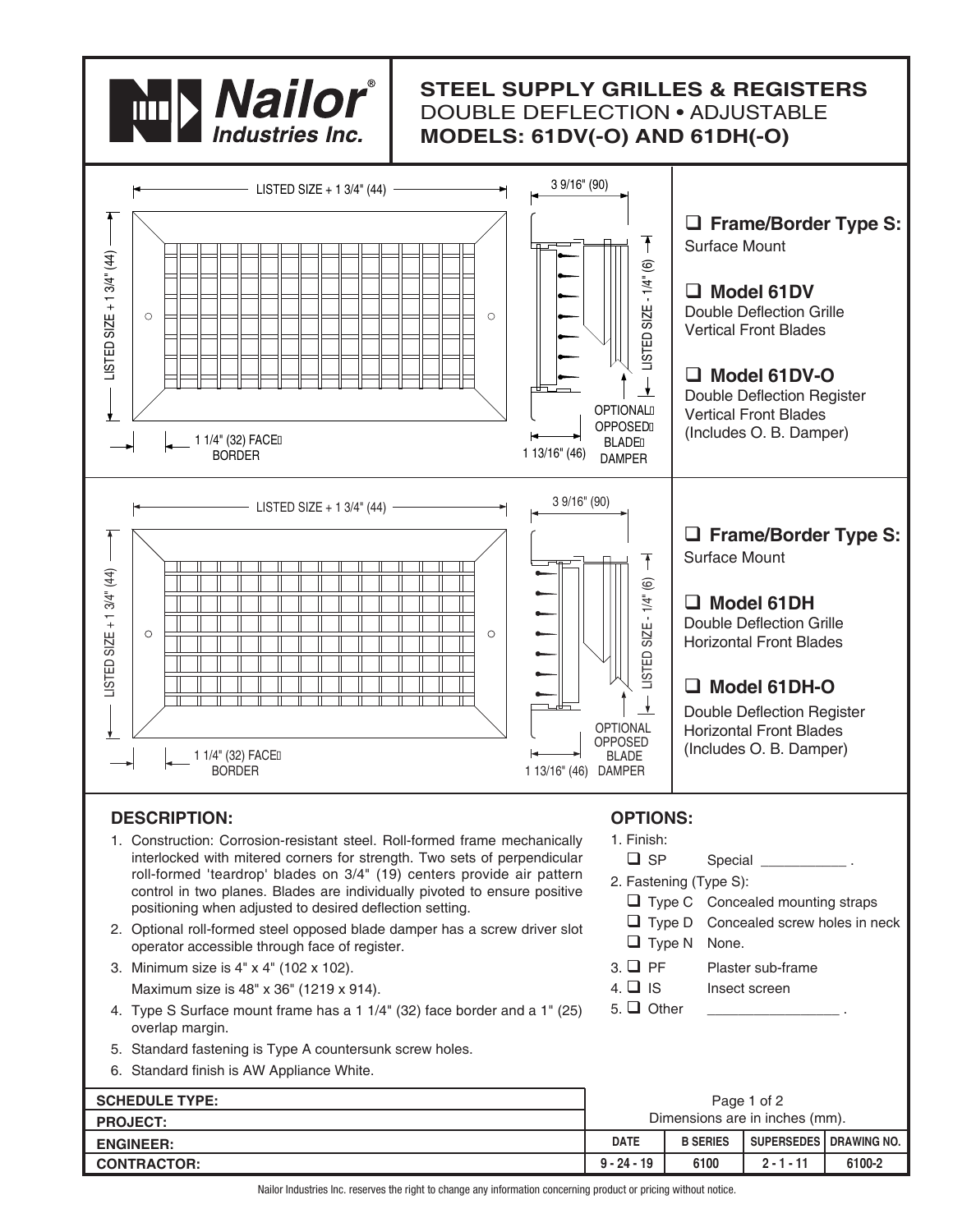# Nailor Industries Inc.

## STEEL SUPPLY GRILLES & REGISTERS

DOUBLE DEFLECTION • ADJUSTABLE

**MODELS: 61DV(-O) AND 61DH(-O)**

LISTED SIZE + 1 3/4" (44)

LISTED SIZE + 1 3/4" (44)

1 1/4" (32) FACE BORDER

3 9/16" (90)

LISTED SIZE - 1/4" (6)

1 13/16" (46)

OPTIONAL OPPOSED BLADE DAMPER

- ☐ **Frame/Border Type S:** Surface Mount
- ☐ **Model 61DV** Double Deflection Grille Vertical Front Blades
- ☐ **Model 61DV-O** Double Deflection Register Vertical Front Blades (Includes O. B. Damper)

LISTED SIZE + 1 3/4" (44)

LISTED SIZE + 1 3/4" (44)

1 1/4" (32) FACE BORDER

3 9/16" (90)

LISTED SIZE - 1/4" (6)

1 13/16" (46)

OPTIONAL OPPOSED BLADE DAMPER

- ☐ **Frame/Border Type S:** Surface Mount
- ☐ **Model 61DH** Double Deflection Grille Horizontal Front Blades
- ☐ **Model 61DH-O** Double Deflection Register Horizontal Front Blades (Includes O. B. Damper)

### DESCRIPTION:

1. Construction: Corrosion-resistant steel. Roll-formed frame mechanically interlocked with mitered corners for strength. Two sets of perpendicular roll-formed 'teardrop' blades on 3/4" (19) centers provide air pattern control in two planes. Blades are individually pivoted to ensure positive positioning when adjusted to desired deflection setting.
2. Optional roll-formed steel opposed blade damper has a screw driver slot operator accessible through face of register.
3. Minimum size is 4" x 4" (102 x 102).
   Maximum size is 48" x 36" (1219 x 914).
4. Type S Surface mount frame has a 1 1/4" (32) face border and a 1" (25) overlap margin.
5. Standard fastening is Type A countersunk screw holes.
6. Standard finish is AW Appliance White.

### OPTIONS:

1. Finish:
   - ☐ SP Special ___________ .
2. Fastening (Type S):
   - ☐ Type C Concealed mounting straps
   - ☐ Type D Concealed screw holes in neck
   - ☐ Type N None.
3. ☐ PF Plaster sub-frame
4. ☐ IS Insect screen
5. ☐ Other ________________ .

| SCHEDULE TYPE: | | | | |
|---|---|---|---|---|
| PROJECT: | Dimensions are in inches (mm). | | | |
| ENGINEER: | DATE | B SERIES | SUPERSEDES | DRAWING NO. |
| CONTRACTOR: | 9 - 24 - 19 | 6100 | 2 - 1 - 11 | 6100-2 |

Nailor Industries Inc. reserves the right to change any information concerning product or pricing without notice.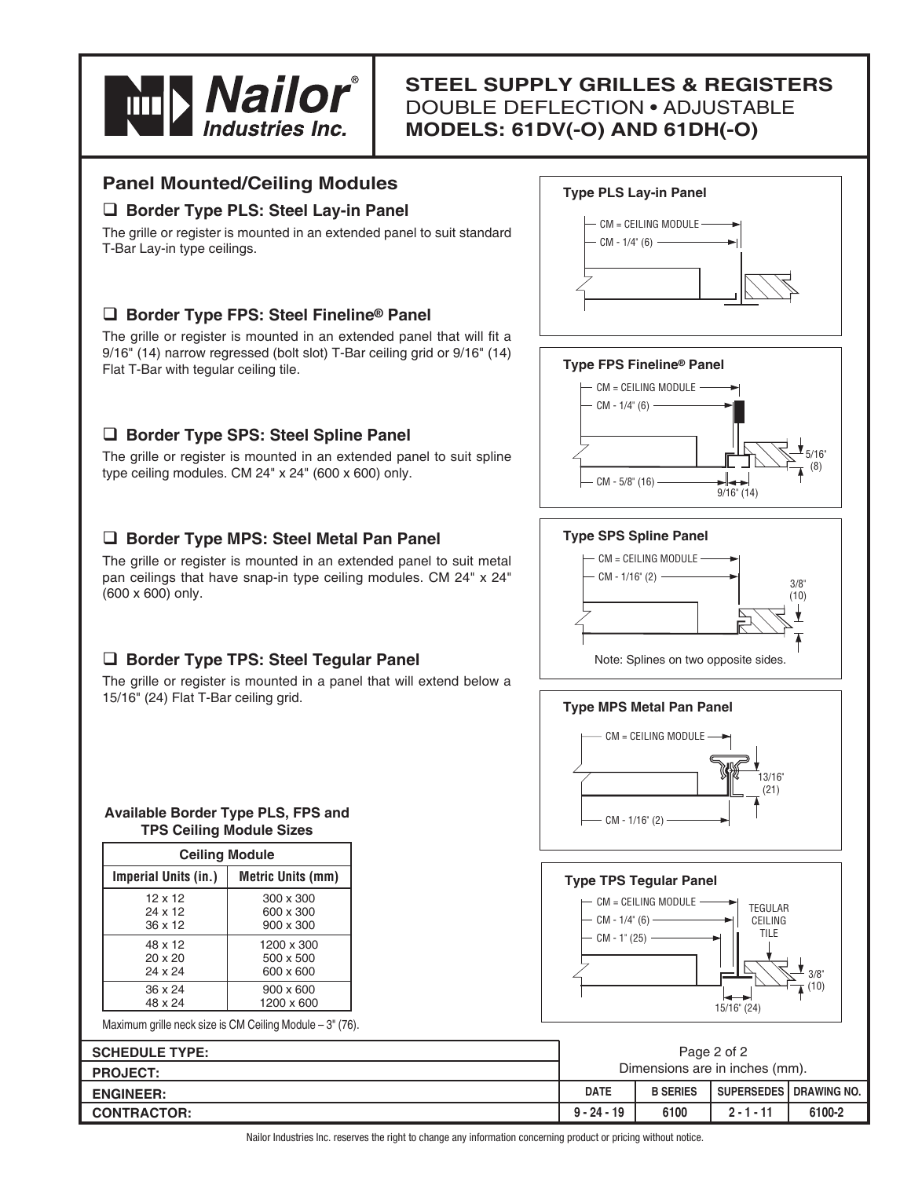# STEEL SUPPLY GRILLES & REGISTERS
DOUBLE DEFLECTION • ADJUSTABLE
**MODELS: 61DV(-O) AND 61DH(-O)**

## Panel Mounted/Ceiling Modules

### ❑ Border Type PLS: Steel Lay-in Panel

The grille or register is mounted in an extended panel to suit standard T-Bar Lay-in type ceilings.

### ❑ Border Type FPS: Steel Fineline® Panel

The grille or register is mounted in an extended panel that will fit a 9/16" (14) narrow regressed (bolt slot) T-Bar ceiling grid or 9/16" (14) Flat T-Bar with tegular ceiling tile.

### ❑ Border Type SPS: Steel Spline Panel

The grille or register is mounted in an extended panel to suit spline type ceiling modules. CM 24" x 24" (600 x 600) only.

### ❑ Border Type MPS: Steel Metal Pan Panel

The grille or register is mounted in an extended panel to suit metal pan ceilings that have snap-in type ceiling modules. CM 24" x 24" (600 x 600) only.

### ❑ Border Type TPS: Steel Tegular Panel

The grille or register is mounted in a panel that will extend below a 15/16" (24) Flat T-Bar ceiling grid.

**Available Border Type PLS, FPS and TPS Ceiling Module Sizes**

| Ceiling Module | |
|---|---|
| **Imperial Units (in.)** | **Metric Units (mm)** |
| 12 x 12 | 300 x 300 |
| 24 x 12 | 600 x 300 |
| 36 x 12 | 900 x 300 |
| 48 x 12 | 1200 x 300 |
| 20 x 20 | 500 x 500 |
| 24 x 24 | 600 x 600 |
| 36 x 24 | 900 x 600 |
| 48 x 24 | 1200 x 600 |

Maximum grille neck size is CM Ceiling Module – 3" (76).

**Type PLS Lay-in Panel**

CM = CEILING MODULE
CM - 1/4" (6)

**Type FPS Fineline® Panel**

CM = CEILING MODULE
CM - 1/4" (6)
CM - 5/8" (16)
9/16" (14)
5/16" (8)

**Type SPS Spline Panel**

CM = CEILING MODULE
CM - 1/16" (2)
3/8" (10)

Note: Splines on two opposite sides.

**Type MPS Metal Pan Panel**

CM = CEILING MODULE
13/16" (21)
CM - 1/16" (2)

**Type TPS Tegular Panel**

CM = CEILING MODULE
CM - 1/4" (6)
CM - 1" (25)
TEGULAR CEILING TILE
3/8" (10)
15/16" (24)

| | |
|---|---|
| **SCHEDULE TYPE:** | |
| **PROJECT:** | |
| **ENGINEER:** | |
| **CONTRACTOR:** | |

Dimensions are in inches (mm).

| DATE | B SERIES | SUPERSEDES | DRAWING NO. |
|---|---|---|---|
| 9 - 24 - 19 | 6100 | 2 - 1 - 11 | 6100-2 |

Nailor Industries Inc. reserves the right to change any information concerning product or pricing without notice.